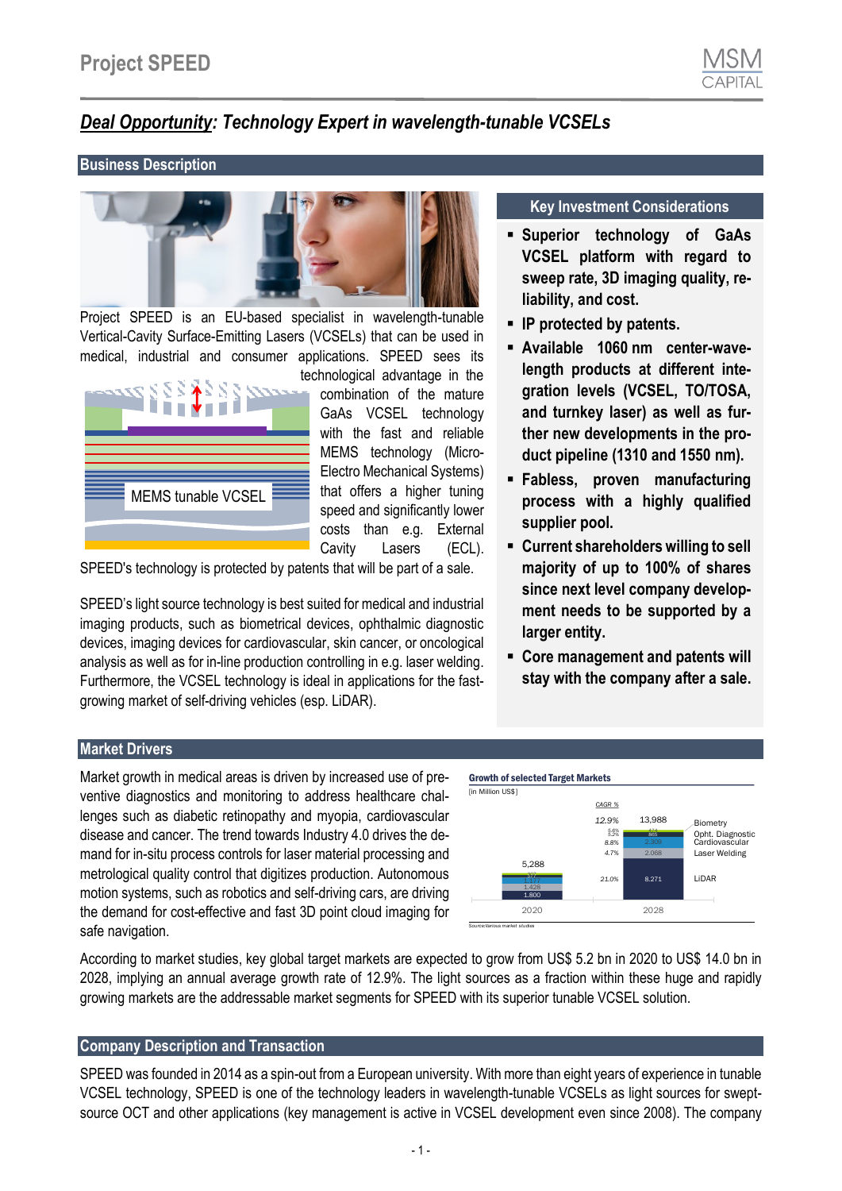## *Deal Opportunity: Technology Expert in wavelength-tunable VCSELs*

### Business Description

Project SPEED is an EU-based specialist in wavelength-tunable Vertical-Cavity Surface-Emitting Lasers (VCSELs) that can be used in medical, industrial and consumer applications. SPEED sees its technological advantage in the combination of the mature GaAs VCSEL technology with the fast and reliable MEMS technology (Micro-Electro Mechanical Systems) that offers a higher tuning speed and significantly lower costs than e.g. External Cavity Lasers (ECL). SPEED's technology is protected by patents that will be part of a sale.

MEMS tunable VCSEL

SPEED's light source technology is best suited for medical and industrial imaging products, such as biometrical devices, ophthalmic diagnostic devices, imaging devices for cardiovascular, skin cancer, or oncological analysis as well as for in-line production controlling in e.g. laser welding. Furthermore, the VCSEL technology is ideal in applications for the fast-growing market of self-driving vehicles (esp. LiDAR).

### Key Investment Considerations

- **Superior technology of GaAs VCSEL platform with regard to sweep rate, 3D imaging quality, reliability, and cost.**
- **IP protected by patents.**
- **Available 1060 nm center-wavelength products at different integration levels (VCSEL, TO/TOSA, and turnkey laser) as well as further new developments in the product pipeline (1310 and 1550 nm).**
- **Fabless, proven manufacturing process with a highly qualified supplier pool.**
- **Current shareholders willing to sell majority of up to 100% of shares since next level company development needs to be supported by a larger entity.**
- **Core management and patents will stay with the company after a sale.**

### Market Drivers

Market growth in medical areas is driven by increased use of preventive diagnostics and monitoring to address healthcare challenges such as diabetic retinopathy and myopia, cardiovascular disease and cancer. The trend towards Industry 4.0 drives the demand for in-situ process controls for laser material processing and metrological quality control that digitizes production. Autonomous motion systems, such as robotics and self-driving cars, are driving the demand for cost-effective and fast 3D point cloud imaging for safe navigation.

**Growth of selected Target Markets**
[in Million US$]

| Segment | 2020 | CAGR % | 2028 |
|---|---|---|---|
| Biometry | 57 | 5.6% | 474 |
| Opht. Diagnostic / Cardiovascular | 1,177 | 5.2% / 8.8% | 865 / 2,300 |
| Laser Welding | 1,428 | 4.7% | 2,068 |
| LiDAR | 1,800 | 21.0% | 8,271 |
| **Total** | **5,288** | **12.9%** | **13,988** |

Source: Various market studies

According to market studies, key global target markets are expected to grow from US$ 5.2 bn in 2020 to US$ 14.0 bn in 2028, implying an annual average growth rate of 12.9%. The light sources as a fraction within these huge and rapidly growing markets are the addressable market segments for SPEED with its superior tunable VCSEL solution.

### Company Description and Transaction

SPEED was founded in 2014 as a spin-out from a European university. With more than eight years of experience in tunable VCSEL technology, SPEED is one of the technology leaders in wavelength-tunable VCSELs as light sources for swept-source OCT and other applications (key management is active in VCSEL development even since 2008). The company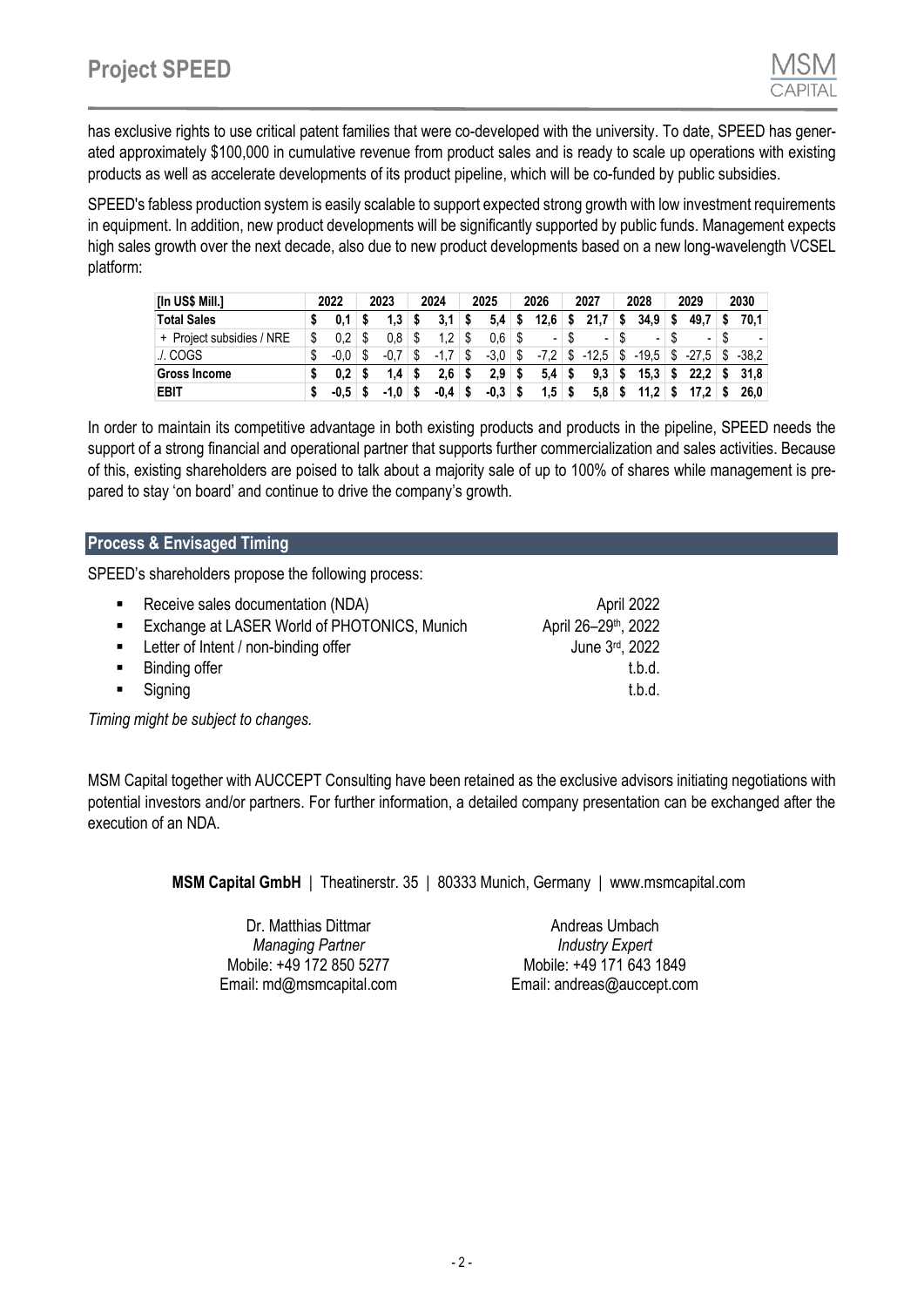has exclusive rights to use critical patent families that were co-developed with the university. To date, SPEED has generated approximately $100,000 in cumulative revenue from product sales and is ready to scale up operations with existing products as well as accelerate developments of its product pipeline, which will be co-funded by public subsidies.

SPEED's fabless production system is easily scalable to support expected strong growth with low investment requirements in equipment. In addition, new product developments will be significantly supported by public funds. Management expects high sales growth over the next decade, also due to new product developments based on a new long-wavelength VCSEL platform:

| [In US$ Mill.] | 2022 | 2023 | 2024 | 2025 | 2026 | 2027 | 2028 | 2029 | 2030 |
|---|---|---|---|---|---|---|---|---|---|
| **Total Sales** | **$ 0,1** | **$ 1,3** | **$ 3,1** | **$ 5,4** | **$ 12,6** | **$ 21,7** | **$ 34,9** | **$ 49,7** | **$ 70,1** |
| + Project subsidies / NRE | $ 0,2 | $ 0,8 | $ 1,2 | $ 0,6 | $ - | $ - | $ - | $ - | $ - |
| ./. COGS | $ -0,0 | $ -0,7 | $ -1,7 | $ -3,0 | $ -7,2 | $ -12,5 | $ -19,5 | $ -27,5 | $ -38,2 |
| **Gross Income** | **$ 0,2** | **$ 1,4** | **$ 2,6** | **$ 2,9** | **$ 5,4** | **$ 9,3** | **$ 15,3** | **$ 22,2** | **$ 31,8** |
| **EBIT** | **$ -0,5** | **$ -1,0** | **$ -0,4** | **$ -0,3** | **$ 1,5** | **$ 5,8** | **$ 11,2** | **$ 17,2** | **$ 26,0** |

In order to maintain its competitive advantage in both existing products and products in the pipeline, SPEED needs the support of a strong financial and operational partner that supports further commercialization and sales activities. Because of this, existing shareholders are poised to talk about a majority sale of up to 100% of shares while management is prepared to stay 'on board' and continue to drive the company's growth.

## Process & Envisaged Timing

SPEED's shareholders propose the following process:

- Receive sales documentation (NDA) — April 2022
- Exchange at LASER World of PHOTONICS, Munich — April 26–29th, 2022
- Letter of Intent / non-binding offer — June 3rd, 2022
- Binding offer — t.b.d.
- Signing — t.b.d.

*Timing might be subject to changes.*

MSM Capital together with AUCCEPT Consulting have been retained as the exclusive advisors initiating negotiations with potential investors and/or partners. For further information, a detailed company presentation can be exchanged after the execution of an NDA.

**MSM Capital GmbH** | Theatinerstr. 35 | 80333 Munich, Germany | www.msmcapital.com

Dr. Matthias Dittmar
*Managing Partner*
Mobile: +49 172 850 5277
Email: md@msmcapital.com

Andreas Umbach
*Industry Expert*
Mobile: +49 171 643 1849
Email: andreas@auccept.com